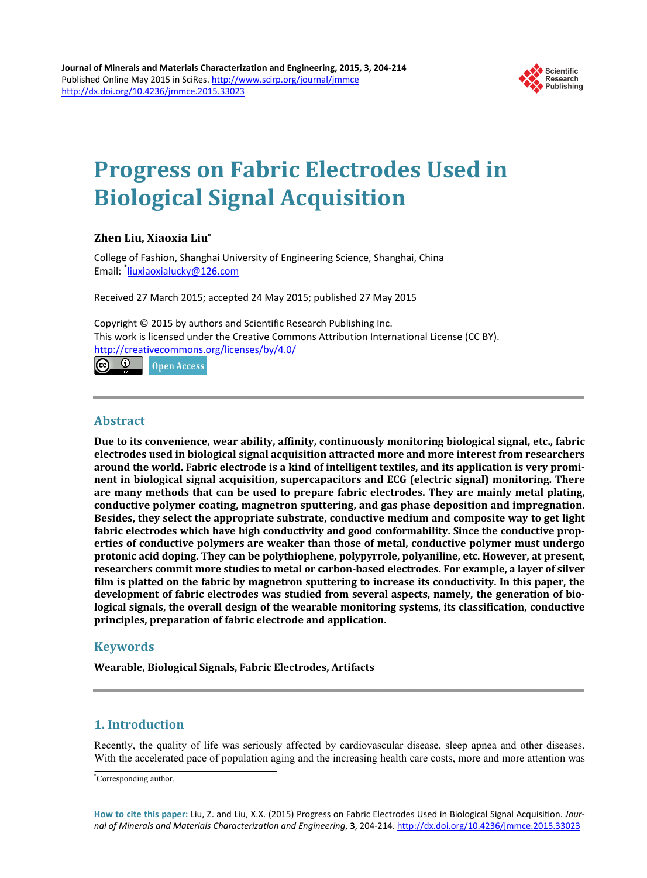Journal of Minerals and Materials Characterization and Engineering, 2015, 3, 204-214
Published Online May 2015 in SciRes. http://www.scirp.org/journal/jmmce
http://dx.doi.org/10.4236/jmmce.2015.33023

# Progress on Fabric Electrodes Used in Biological Signal Acquisition

**Zhen Liu, Xiaoxia Liu***

College of Fashion, Shanghai University of Engineering Science, Shanghai, China
Email: *liuxiaoxialucky@126.com

Received 27 March 2015; accepted 24 May 2015; published 27 May 2015

Copyright © 2015 by authors and Scientific Research Publishing Inc.
This work is licensed under the Creative Commons Attribution International License (CC BY).
http://creativecommons.org/licenses/by/4.0/

Open Access

## Abstract

**Due to its convenience, wear ability, affinity, continuously monitoring biological signal, etc., fabric electrodes used in biological signal acquisition attracted more and more interest from researchers around the world. Fabric electrode is a kind of intelligent textiles, and its application is very prominent in biological signal acquisition, supercapacitors and ECG (electric signal) monitoring. There are many methods that can be used to prepare fabric electrodes. They are mainly metal plating, conductive polymer coating, magnetron sputtering, and gas phase deposition and impregnation. Besides, they select the appropriate substrate, conductive medium and composite way to get light fabric electrodes which have high conductivity and good conformability. Since the conductive properties of conductive polymers are weaker than those of metal, conductive polymer must undergo protonic acid doping. They can be polythiophene, polypyrrole, polyaniline, etc. However, at present, researchers commit more studies to metal or carbon-based electrodes. For example, a layer of silver film is platted on the fabric by magnetron sputtering to increase its conductivity. In this paper, the development of fabric electrodes was studied from several aspects, namely, the generation of biological signals, the overall design of the wearable monitoring systems, its classification, conductive principles, preparation of fabric electrode and application.**

## Keywords

**Wearable, Biological Signals, Fabric Electrodes, Artifacts**

## 1. Introduction

Recently, the quality of life was seriously affected by cardiovascular disease, sleep apnea and other diseases. With the accelerated pace of population aging and the increasing health care costs, more and more attention was

*Corresponding author.

**How to cite this paper:** Liu, Z. and Liu, X.X. (2015) Progress on Fabric Electrodes Used in Biological Signal Acquisition. *Journal of Minerals and Materials Characterization and Engineering*, **3**, 204-214. http://dx.doi.org/10.4236/jmmce.2015.33023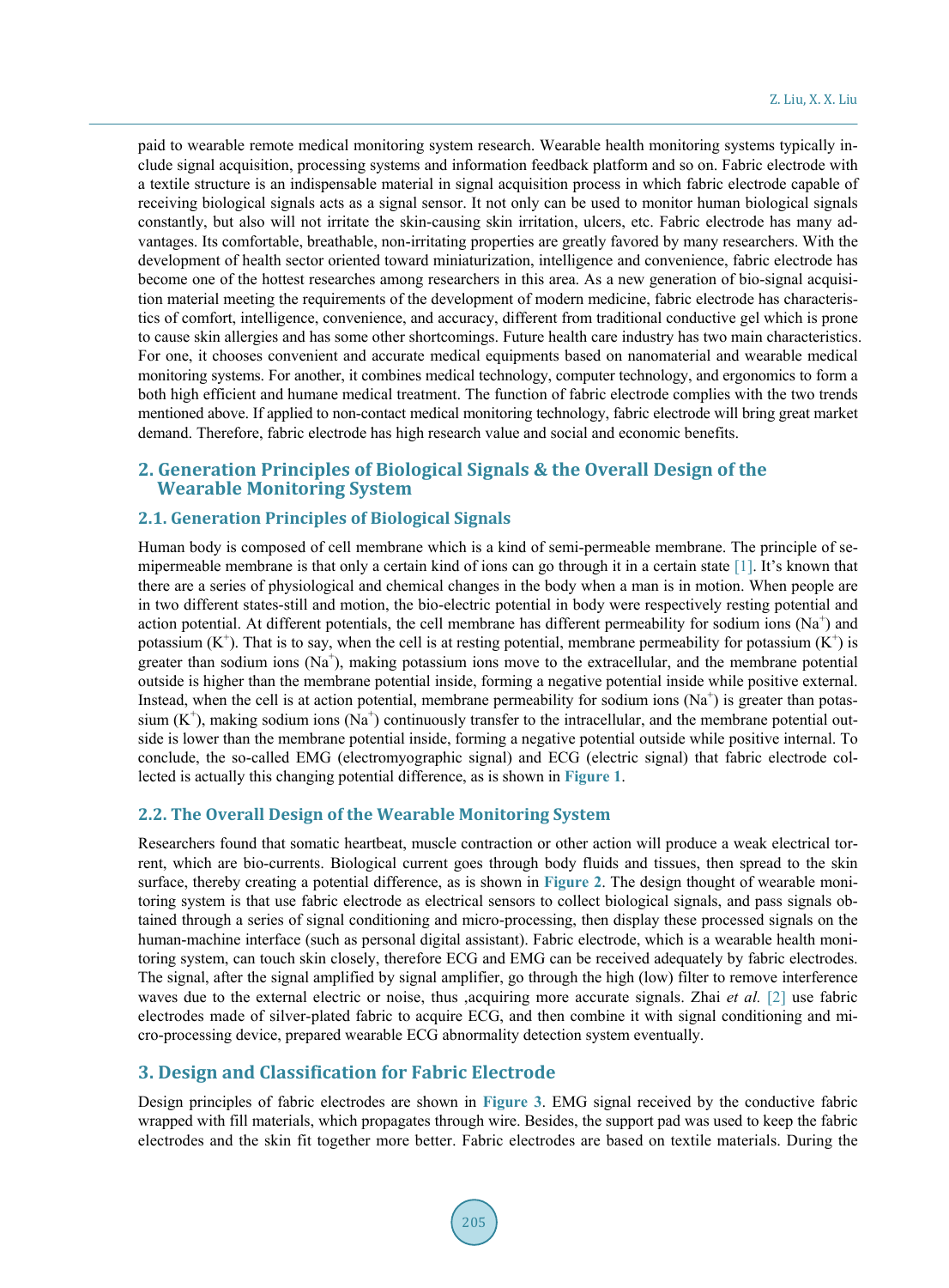paid to wearable remote medical monitoring system research. Wearable health monitoring systems typically include signal acquisition, processing systems and information feedback platform and so on. Fabric electrode with a textile structure is an indispensable material in signal acquisition process in which fabric electrode capable of receiving biological signals acts as a signal sensor. It not only can be used to monitor human biological signals constantly, but also will not irritate the skin-causing skin irritation, ulcers, etc. Fabric electrode has many advantages. Its comfortable, breathable, non-irritating properties are greatly favored by many researchers. With the development of health sector oriented toward miniaturization, intelligence and convenience, fabric electrode has become one of the hottest researches among researchers in this area. As a new generation of bio-signal acquisition material meeting the requirements of the development of modern medicine, fabric electrode has characteristics of comfort, intelligence, convenience, and accuracy, different from traditional conductive gel which is prone to cause skin allergies and has some other shortcomings. Future health care industry has two main characteristics. For one, it chooses convenient and accurate medical equipments based on nanomaterial and wearable medical monitoring systems. For another, it combines medical technology, computer technology, and ergonomics to form a both high efficient and humane medical treatment. The function of fabric electrode complies with the two trends mentioned above. If applied to non-contact medical monitoring technology, fabric electrode will bring great market demand. Therefore, fabric electrode has high research value and social and economic benefits.

## 2. Generation Principles of Biological Signals & the Overall Design of the Wearable Monitoring System

### 2.1. Generation Principles of Biological Signals

Human body is composed of cell membrane which is a kind of semi-permeable membrane. The principle of semipermeable membrane is that only a certain kind of ions can go through it in a certain state [1]. It's known that there are a series of physiological and chemical changes in the body when a man is in motion. When people are in two different states-still and motion, the bio-electric potential in body were respectively resting potential and action potential. At different potentials, the cell membrane has different permeability for sodium ions ($Na^+$) and potassium ($K^+$). That is to say, when the cell is at resting potential, membrane permeability for potassium ($K^+$) is greater than sodium ions ($Na^+$), making potassium ions move to the extracellular, and the membrane potential outside is higher than the membrane potential inside, forming a negative potential inside while positive external. Instead, when the cell is at action potential, membrane permeability for sodium ions ($Na^+$) is greater than potassium ($K^+$), making sodium ions ($Na^+$) continuously transfer to the intracellular, and the membrane potential outside is lower than the membrane potential inside, forming a negative potential outside while positive internal. To conclude, the so-called EMG (electromyographic signal) and ECG (electric signal) that fabric electrode collected is actually this changing potential difference, as is shown in **Figure 1**.

### 2.2. The Overall Design of the Wearable Monitoring System

Researchers found that somatic heartbeat, muscle contraction or other action will produce a weak electrical torrent, which are bio-currents. Biological current goes through body fluids and tissues, then spread to the skin surface, thereby creating a potential difference, as is shown in **Figure 2**. The design thought of wearable monitoring system is that use fabric electrode as electrical sensors to collect biological signals, and pass signals obtained through a series of signal conditioning and micro-processing, then display these processed signals on the human-machine interface (such as personal digital assistant). Fabric electrode, which is a wearable health monitoring system, can touch skin closely, therefore ECG and EMG can be received adequately by fabric electrodes. The signal, after the signal amplified by signal amplifier, go through the high (low) filter to remove interference waves due to the external electric or noise, thus ,acquiring more accurate signals. Zhai *et al.* [2] use fabric electrodes made of silver-plated fabric to acquire ECG, and then combine it with signal conditioning and micro-processing device, prepared wearable ECG abnormality detection system eventually.

## 3. Design and Classification for Fabric Electrode

Design principles of fabric electrodes are shown in **Figure 3**. EMG signal received by the conductive fabric wrapped with fill materials, which propagates through wire. Besides, the support pad was used to keep the fabric electrodes and the skin fit together more better. Fabric electrodes are based on textile materials. During the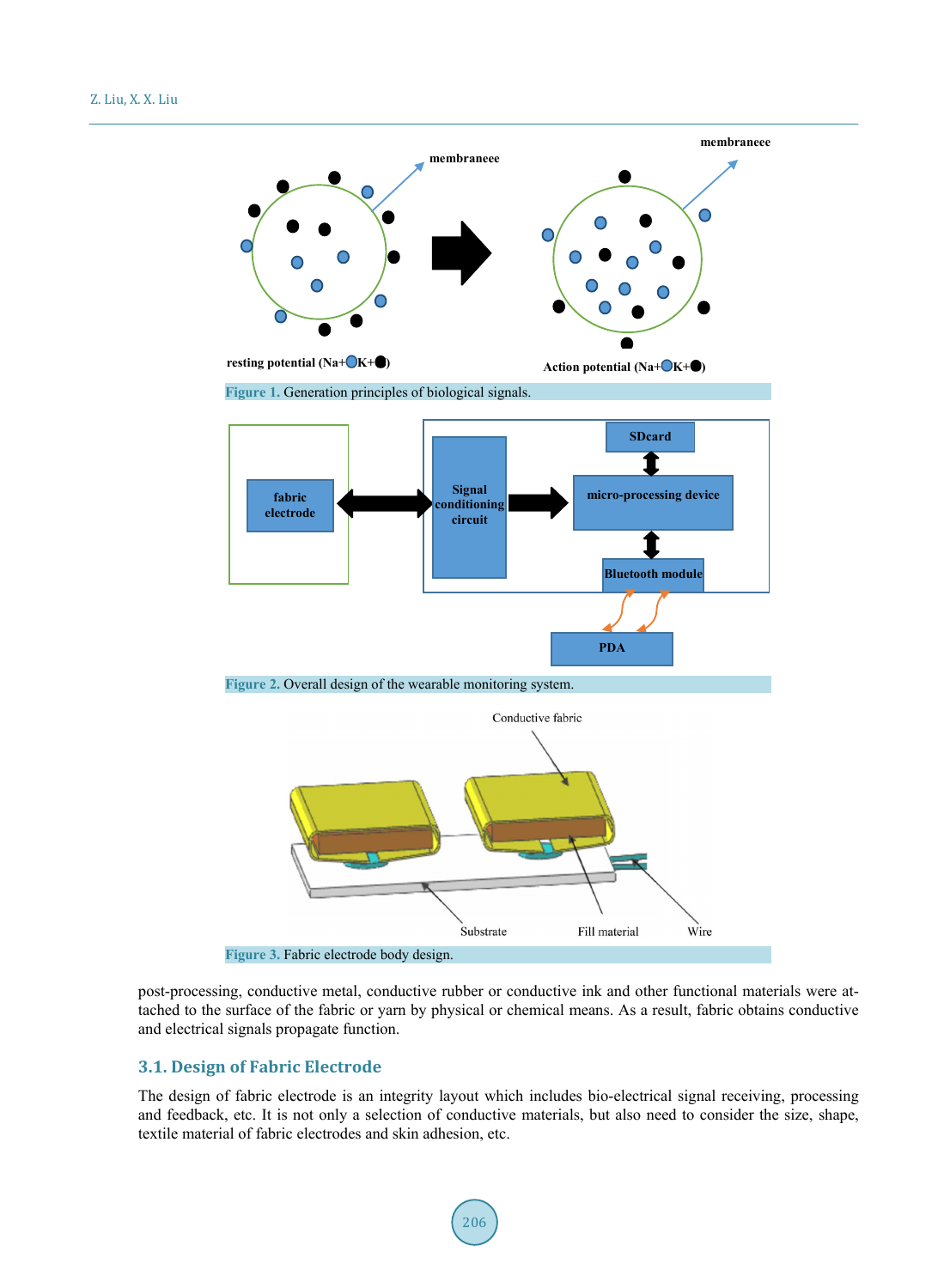Figure 1. Generation principles of biological signals.

Figure 2. Overall design of the wearable monitoring system.

Figure 3. Fabric electrode body design.

post-processing, conductive metal, conductive rubber or conductive ink and other functional materials were attached to the surface of the fabric or yarn by physical or chemical means. As a result, fabric obtains conductive and electrical signals propagate function.

### 3.1. Design of Fabric Electrode

The design of fabric electrode is an integrity layout which includes bio-electrical signal receiving, processing and feedback, etc. It is not only a selection of conductive materials, but also need to consider the size, shape, textile material of fabric electrodes and skin adhesion, etc.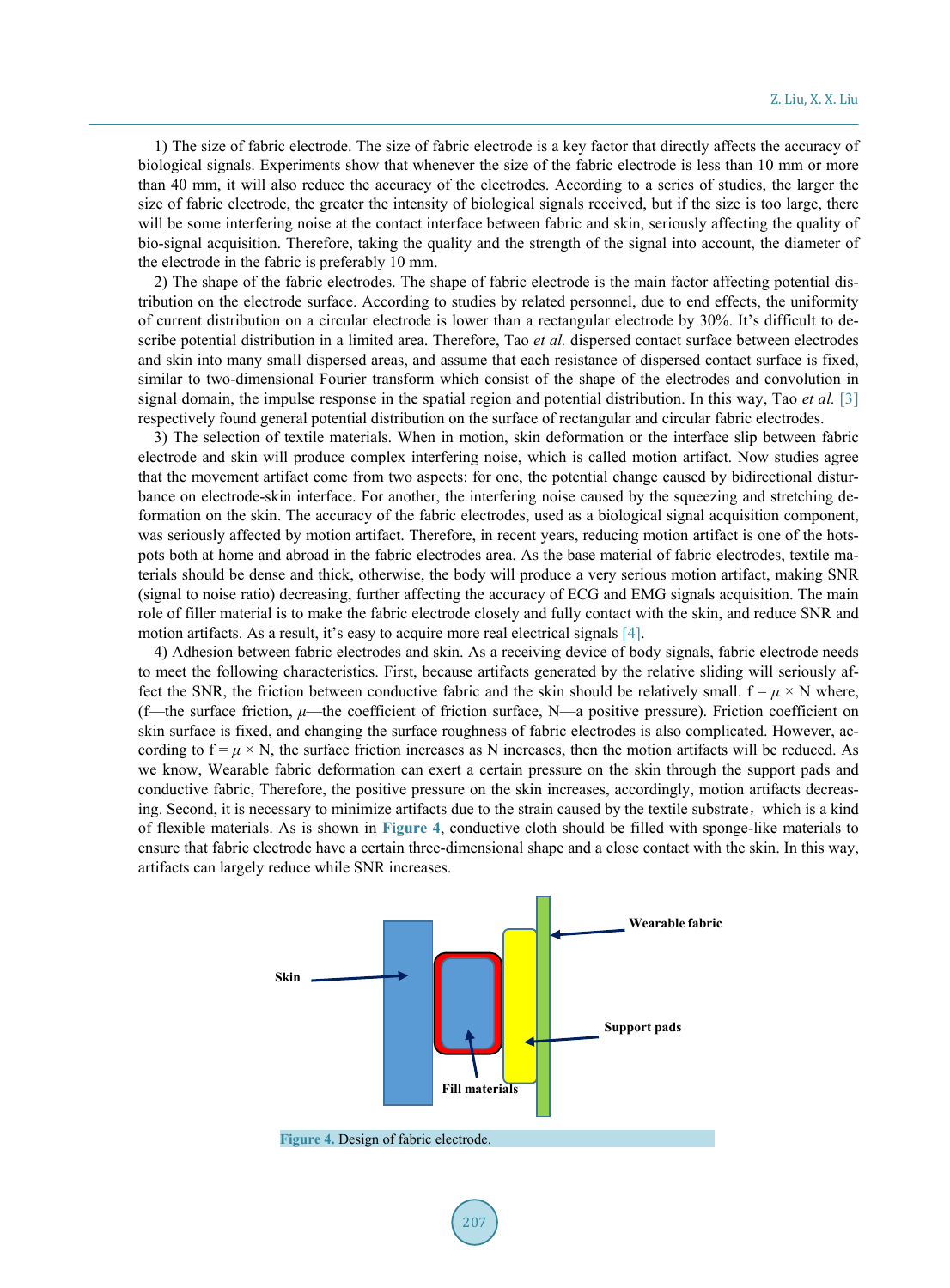1) The size of fabric electrode. The size of fabric electrode is a key factor that directly affects the accuracy of biological signals. Experiments show that whenever the size of the fabric electrode is less than 10 mm or more than 40 mm, it will also reduce the accuracy of the electrodes. According to a series of studies, the larger the size of fabric electrode, the greater the intensity of biological signals received, but if the size is too large, there will be some interfering noise at the contact interface between fabric and skin, seriously affecting the quality of bio-signal acquisition. Therefore, taking the quality and the strength of the signal into account, the diameter of the electrode in the fabric is preferably 10 mm.

2) The shape of the fabric electrodes. The shape of fabric electrode is the main factor affecting potential distribution on the electrode surface. According to studies by related personnel, due to end effects, the uniformity of current distribution on a circular electrode is lower than a rectangular electrode by 30%. It's difficult to describe potential distribution in a limited area. Therefore, Tao *et al.* dispersed contact surface between electrodes and skin into many small dispersed areas, and assume that each resistance of dispersed contact surface is fixed, similar to two-dimensional Fourier transform which consist of the shape of the electrodes and convolution in signal domain, the impulse response in the spatial region and potential distribution. In this way, Tao *et al.* [3] respectively found general potential distribution on the surface of rectangular and circular fabric electrodes.

3) The selection of textile materials. When in motion, skin deformation or the interface slip between fabric electrode and skin will produce complex interfering noise, which is called motion artifact. Now studies agree that the movement artifact come from two aspects: for one, the potential change caused by bidirectional disturbance on electrode-skin interface. For another, the interfering noise caused by the squeezing and stretching deformation on the skin. The accuracy of the fabric electrodes, used as a biological signal acquisition component, was seriously affected by motion artifact. Therefore, in recent years, reducing motion artifact is one of the hotspots both at home and abroad in the fabric electrodes area. As the base material of fabric electrodes, textile materials should be dense and thick, otherwise, the body will produce a very serious motion artifact, making SNR (signal to noise ratio) decreasing, further affecting the accuracy of ECG and EMG signals acquisition. The main role of filler material is to make the fabric electrode closely and fully contact with the skin, and reduce SNR and motion artifacts. As a result, it's easy to acquire more real electrical signals [4].

4) Adhesion between fabric electrodes and skin. As a receiving device of body signals, fabric electrode needs to meet the following characteristics. First, because artifacts generated by the relative sliding will seriously affect the SNR, the friction between conductive fabric and the skin should be relatively small. $f = \mu \times N$ where, ($f$—the surface friction, $\mu$—the coefficient of friction surface, $N$—a positive pressure). Friction coefficient on skin surface is fixed, and changing the surface roughness of fabric electrodes is also complicated. However, according to $f = \mu \times N$, the surface friction increases as N increases, then the motion artifacts will be reduced. As we know, Wearable fabric deformation can exert a certain pressure on the skin through the support pads and conductive fabric, Therefore, the positive pressure on the skin increases, accordingly, motion artifacts decreasing. Second, it is necessary to minimize artifacts due to the strain caused by the textile substrate，which is a kind of flexible materials. As is shown in **Figure 4**, conductive cloth should be filled with sponge-like materials to ensure that fabric electrode have a certain three-dimensional shape and a close contact with the skin. In this way, artifacts can largely reduce while SNR increases.

Figure 4. Design of fabric electrode.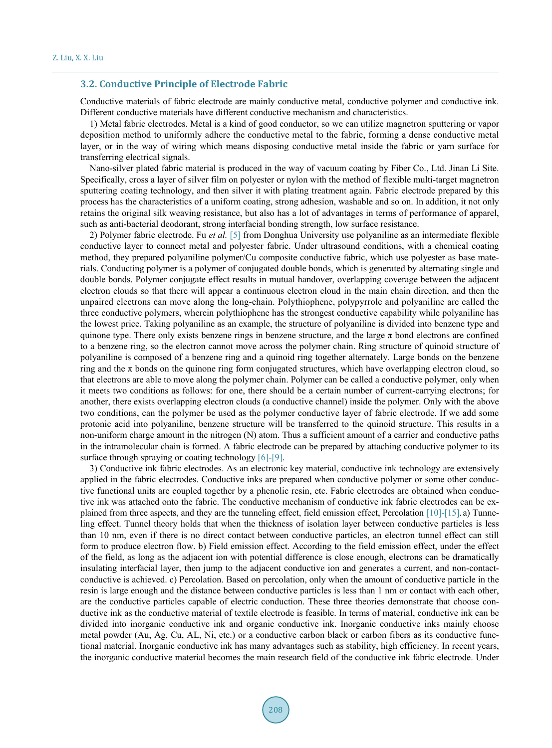### 3.2. Conductive Principle of Electrode Fabric

Conductive materials of fabric electrode are mainly conductive metal, conductive polymer and conductive ink. Different conductive materials have different conductive mechanism and characteristics.

1) Metal fabric electrodes. Metal is a kind of good conductor, so we can utilize magnetron sputtering or vapor deposition method to uniformly adhere the conductive metal to the fabric, forming a dense conductive metal layer, or in the way of wiring which means disposing conductive metal inside the fabric or yarn surface for transferring electrical signals.

Nano-silver plated fabric material is produced in the way of vacuum coating by Fiber Co., Ltd. Jinan Li Site. Specifically, cross a layer of silver film on polyester or nylon with the method of flexible multi-target magnetron sputtering coating technology, and then silver it with plating treatment again. Fabric electrode prepared by this process has the characteristics of a uniform coating, strong adhesion, washable and so on. In addition, it not only retains the original silk weaving resistance, but also has a lot of advantages in terms of performance of apparel, such as anti-bacterial deodorant, strong interfacial bonding strength, low surface resistance.

2) Polymer fabric electrode. Fu *et al.* [5] from Donghua University use polyaniline as an intermediate flexible conductive layer to connect metal and polyester fabric. Under ultrasound conditions, with a chemical coating method, they prepared polyaniline polymer/Cu composite conductive fabric, which use polyester as base materials. Conducting polymer is a polymer of conjugated double bonds, which is generated by alternating single and double bonds. Polymer conjugate effect results in mutual handover, overlapping coverage between the adjacent electron clouds so that there will appear a continuous electron cloud in the main chain direction, and then the unpaired electrons can move along the long-chain. Polythiophene, polypyrrole and polyaniline are called the three conductive polymers, wherein polythiophene has the strongest conductive capability while polyaniline has the lowest price. Taking polyaniline as an example, the structure of polyaniline is divided into benzene type and quinone type. There only exists benzene rings in benzene structure, and the large π bond electrons are confined to a benzene ring, so the electron cannot move across the polymer chain. Ring structure of quinoid structure of polyaniline is composed of a benzene ring and a quinoid ring together alternately. Large bonds on the benzene ring and the π bonds on the quinone ring form conjugated structures, which have overlapping electron cloud, so that electrons are able to move along the polymer chain. Polymer can be called a conductive polymer, only when it meets two conditions as follows: for one, there should be a certain number of current-carrying electrons; for another, there exists overlapping electron clouds (a conductive channel) inside the polymer. Only with the above two conditions, can the polymer be used as the polymer conductive layer of fabric electrode. If we add some protonic acid into polyaniline, benzene structure will be transferred to the quinoid structure. This results in a non-uniform charge amount in the nitrogen (N) atom. Thus a sufficient amount of a carrier and conductive paths in the intramolecular chain is formed. A fabric electrode can be prepared by attaching conductive polymer to its surface through spraying or coating technology [6]-[9].

3) Conductive ink fabric electrodes. As an electronic key material, conductive ink technology are extensively applied in the fabric electrodes. Conductive inks are prepared when conductive polymer or some other conductive functional units are coupled together by a phenolic resin, etc. Fabric electrodes are obtained when conductive ink was attached onto the fabric. The conductive mechanism of conductive ink fabric electrodes can be explained from three aspects, and they are the tunneling effect, field emission effect, Percolation [10]-[15]. a) Tunneling effect. Tunnel theory holds that when the thickness of isolation layer between conductive particles is less than 10 nm, even if there is no direct contact between conductive particles, an electron tunnel effect can still form to produce electron flow. b) Field emission effect. According to the field emission effect, under the effect of the field, as long as the adjacent ion with potential difference is close enough, electrons can be dramatically insulating interfacial layer, then jump to the adjacent conductive ion and generates a current, and non-contact-conductive is achieved. c) Percolation. Based on percolation, only when the amount of conductive particle in the resin is large enough and the distance between conductive particles is less than 1 nm or contact with each other, are the conductive particles capable of electric conduction. These three theories demonstrate that choose conductive ink as the conductive material of textile electrode is feasible. In terms of material, conductive ink can be divided into inorganic conductive ink and organic conductive ink. Inorganic conductive inks mainly choose metal powder (Au, Ag, Cu, AL, Ni, etc.) or a conductive carbon black or carbon fibers as its conductive functional material. Inorganic conductive ink has many advantages such as stability, high efficiency. In recent years, the inorganic conductive material becomes the main research field of the conductive ink fabric electrode. Under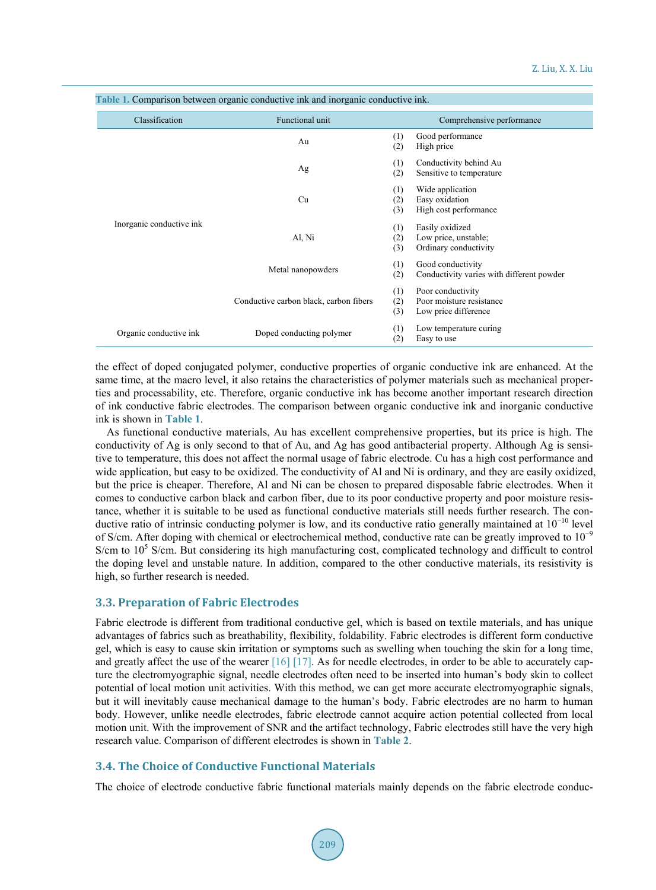Table 1. Comparison between organic conductive ink and inorganic conductive ink.

| Classification | Functional unit | Comprehensive performance |
|---|---|---|
| Inorganic conductive ink | Au | (1) Good performance<br>(2) High price |
| | Ag | (1) Conductivity behind Au<br>(2) Sensitive to temperature |
| | Cu | (1) Wide application<br>(2) Easy oxidation<br>(3) High cost performance |
| | Al, Ni | (1) Easily oxidized<br>(2) Low price, unstable;<br>(3) Ordinary conductivity |
| | Metal nanopowders | (1) Good conductivity<br>(2) Conductivity varies with different powder |
| | Conductive carbon black, carbon fibers | (1) Poor conductivity<br>(2) Poor moisture resistance<br>(3) Low price difference |
| Organic conductive ink | Doped conducting polymer | (1) Low temperature curing<br>(2) Easy to use |

the effect of doped conjugated polymer, conductive properties of organic conductive ink are enhanced. At the same time, at the macro level, it also retains the characteristics of polymer materials such as mechanical properties and processability, etc. Therefore, organic conductive ink has become another important research direction of ink conductive fabric electrodes. The comparison between organic conductive ink and inorganic conductive ink is shown in **Table 1**.

As functional conductive materials, Au has excellent comprehensive properties, but its price is high. The conductivity of Ag is only second to that of Au, and Ag has good antibacterial property. Although Ag is sensitive to temperature, this does not affect the normal usage of fabric electrode. Cu has a high cost performance and wide application, but easy to be oxidized. The conductivity of Al and Ni is ordinary, and they are easily oxidized, but the price is cheaper. Therefore, Al and Ni can be chosen to prepared disposable fabric electrodes. When it comes to conductive carbon black and carbon fiber, due to its poor conductive property and poor moisture resistance, whether it is suitable to be used as functional conductive materials still needs further research. The conductive ratio of intrinsic conducting polymer is low, and its conductive ratio generally maintained at $10^{-10}$ level of S/cm. After doping with chemical or electrochemical method, conductive rate can be greatly improved to $10^{-9}$ S/cm to $10^{5}$ S/cm. But considering its high manufacturing cost, complicated technology and difficult to control the doping level and unstable nature. In addition, compared to the other conductive materials, its resistivity is high, so further research is needed.

### 3.3. Preparation of Fabric Electrodes

Fabric electrode is different from traditional conductive gel, which is based on textile materials, and has unique advantages of fabrics such as breathability, flexibility, foldability. Fabric electrodes is different form conductive gel, which is easy to cause skin irritation or symptoms such as swelling when touching the skin for a long time, and greatly affect the use of the wearer [16] [17]. As for needle electrodes, in order to be able to accurately capture the electromyographic signal, needle electrodes often need to be inserted into human's body skin to collect potential of local motion unit activities. With this method, we can get more accurate electromyographic signals, but it will inevitably cause mechanical damage to the human's body. Fabric electrodes are no harm to human body. However, unlike needle electrodes, fabric electrode cannot acquire action potential collected from local motion unit. With the improvement of SNR and the artifact technology, Fabric electrodes still have the very high research value. Comparison of different electrodes is shown in **Table 2**.

### 3.4. The Choice of Conductive Functional Materials

The choice of electrode conductive fabric functional materials mainly depends on the fabric electrode conduc-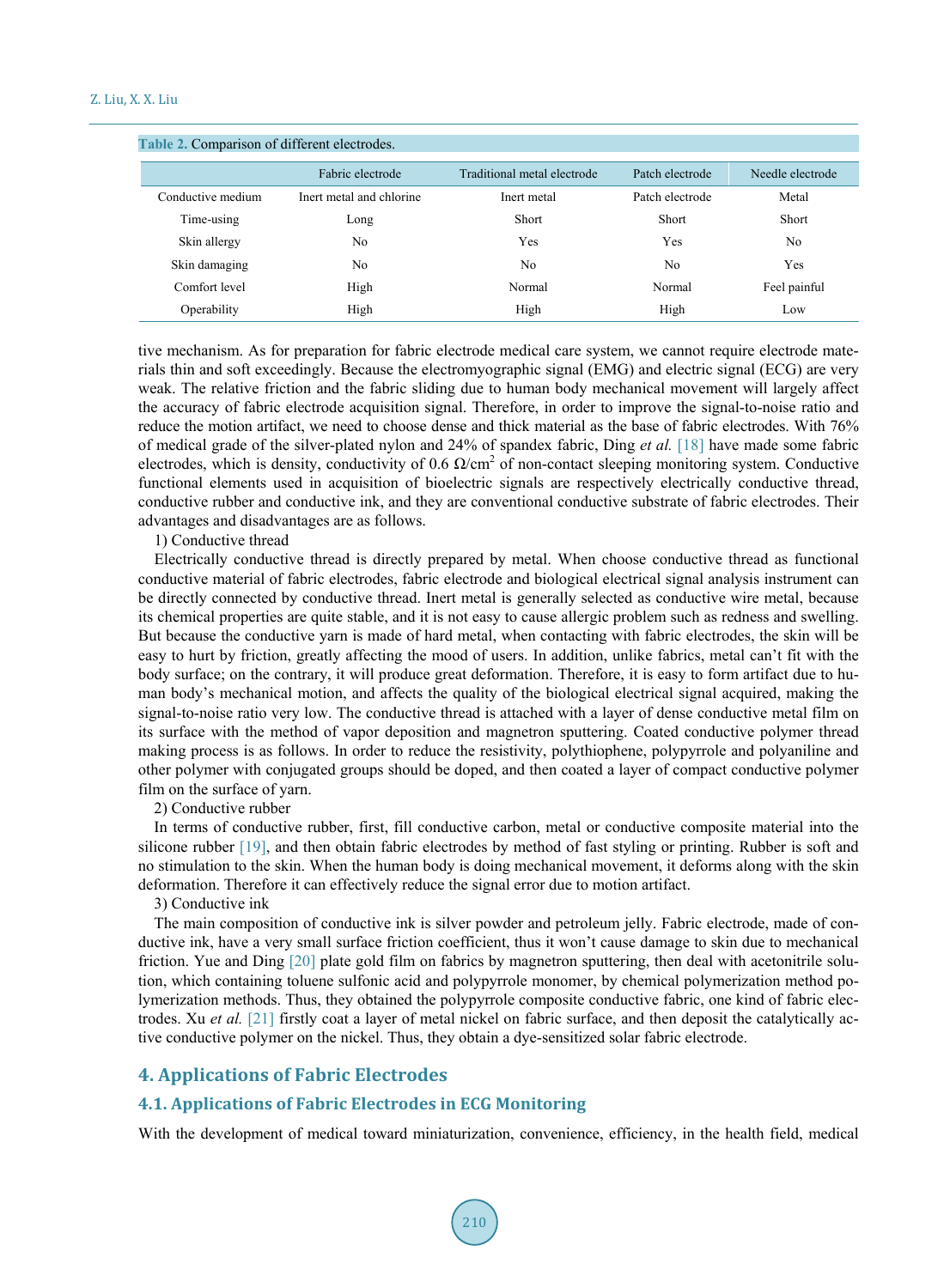Table 2. Comparison of different electrodes.

| | Fabric electrode | Traditional metal electrode | Patch electrode | Needle electrode |
|---|---|---|---|---|
| Conductive medium | Inert metal and chlorine | Inert metal | Patch electrode | Metal |
| Time-using | Long | Short | Short | Short |
| Skin allergy | No | Yes | Yes | No |
| Skin damaging | No | No | No | Yes |
| Comfort level | High | Normal | Normal | Feel painful |
| Operability | High | High | High | Low |

tive mechanism. As for preparation for fabric electrode medical care system, we cannot require electrode materials thin and soft exceedingly. Because the electromyographic signal (EMG) and electric signal (ECG) are very weak. The relative friction and the fabric sliding due to human body mechanical movement will largely affect the accuracy of fabric electrode acquisition signal. Therefore, in order to improve the signal-to-noise ratio and reduce the motion artifact, we need to choose dense and thick material as the base of fabric electrodes. With 76% of medical grade of the silver-plated nylon and 24% of spandex fabric, Ding *et al.* [18] have made some fabric electrodes, which is density, conductivity of 0.6 $\Omega/cm^2$ of non-contact sleeping monitoring system. Conductive functional elements used in acquisition of bioelectric signals are respectively electrically conductive thread, conductive rubber and conductive ink, and they are conventional conductive substrate of fabric electrodes. Their advantages and disadvantages are as follows.

1) Conductive thread

Electrically conductive thread is directly prepared by metal. When choose conductive thread as functional conductive material of fabric electrodes, fabric electrode and biological electrical signal analysis instrument can be directly connected by conductive thread. Inert metal is generally selected as conductive wire metal, because its chemical properties are quite stable, and it is not easy to cause allergic problem such as redness and swelling. But because the conductive yarn is made of hard metal, when contacting with fabric electrodes, the skin will be easy to hurt by friction, greatly affecting the mood of users. In addition, unlike fabrics, metal can't fit with the body surface; on the contrary, it will produce great deformation. Therefore, it is easy to form artifact due to human body's mechanical motion, and affects the quality of the biological electrical signal acquired, making the signal-to-noise ratio very low. The conductive thread is attached with a layer of dense conductive metal film on its surface with the method of vapor deposition and magnetron sputtering. Coated conductive polymer thread making process is as follows. In order to reduce the resistivity, polythiophene, polypyrrole and polyaniline and other polymer with conjugated groups should be doped, and then coated a layer of compact conductive polymer film on the surface of yarn.

2) Conductive rubber

In terms of conductive rubber, first, fill conductive carbon, metal or conductive composite material into the silicone rubber [19], and then obtain fabric electrodes by method of fast styling or printing. Rubber is soft and no stimulation to the skin. When the human body is doing mechanical movement, it deforms along with the skin deformation. Therefore it can effectively reduce the signal error due to motion artifact.

3) Conductive ink

The main composition of conductive ink is silver powder and petroleum jelly. Fabric electrode, made of conductive ink, have a very small surface friction coefficient, thus it won't cause damage to skin due to mechanical friction. Yue and Ding [20] plate gold film on fabrics by magnetron sputtering, then deal with acetonitrile solution, which containing toluene sulfonic acid and polypyrrole monomer, by chemical polymerization method polymerization methods. Thus, they obtained the polypyrrole composite conductive fabric, one kind of fabric electrodes. Xu *et al.* [21] firstly coat a layer of metal nickel on fabric surface, and then deposit the catalytically active conductive polymer on the nickel. Thus, they obtain a dye-sensitized solar fabric electrode.

## 4. Applications of Fabric Electrodes

### 4.1. Applications of Fabric Electrodes in ECG Monitoring

With the development of medical toward miniaturization, convenience, efficiency, in the health field, medical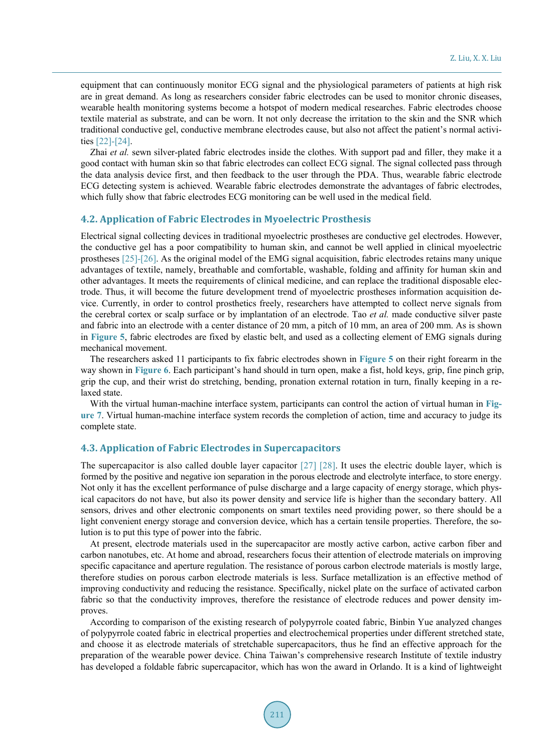equipment that can continuously monitor ECG signal and the physiological parameters of patients at high risk are in great demand. As long as researchers consider fabric electrodes can be used to monitor chronic diseases, wearable health monitoring systems become a hotspot of modern medical researches. Fabric electrodes choose textile material as substrate, and can be worn. It not only decrease the irritation to the skin and the SNR which traditional conductive gel, conductive membrane electrodes cause, but also not affect the patient's normal activities [22]-[24].

Zhai *et al.* sewn silver-plated fabric electrodes inside the clothes. With support pad and filler, they make it a good contact with human skin so that fabric electrodes can collect ECG signal. The signal collected pass through the data analysis device first, and then feedback to the user through the PDA. Thus, wearable fabric electrode ECG detecting system is achieved. Wearable fabric electrodes demonstrate the advantages of fabric electrodes, which fully show that fabric electrodes ECG monitoring can be well used in the medical field.

### 4.2. Application of Fabric Electrodes in Myoelectric Prosthesis

Electrical signal collecting devices in traditional myoelectric prostheses are conductive gel electrodes. However, the conductive gel has a poor compatibility to human skin, and cannot be well applied in clinical myoelectric prostheses [25]-[26]. As the original model of the EMG signal acquisition, fabric electrodes retains many unique advantages of textile, namely, breathable and comfortable, washable, folding and affinity for human skin and other advantages. It meets the requirements of clinical medicine, and can replace the traditional disposable electrode. Thus, it will become the future development trend of myoelectric prostheses information acquisition device. Currently, in order to control prosthetics freely, researchers have attempted to collect nerve signals from the cerebral cortex or scalp surface or by implantation of an electrode. Tao *et al.* made conductive silver paste and fabric into an electrode with a center distance of 20 mm, a pitch of 10 mm, an area of 200 mm. As is shown in **Figure 5**, fabric electrodes are fixed by elastic belt, and used as a collecting element of EMG signals during mechanical movement.

The researchers asked 11 participants to fix fabric electrodes shown in **Figure 5** on their right forearm in the way shown in **Figure 6**. Each participant's hand should in turn open, make a fist, hold keys, grip, fine pinch grip, grip the cup, and their wrist do stretching, bending, pronation external rotation in turn, finally keeping in a relaxed state.

With the virtual human-machine interface system, participants can control the action of virtual human in **Figure 7**. Virtual human-machine interface system records the completion of action, time and accuracy to judge its complete state.

### 4.3. Application of Fabric Electrodes in Supercapacitors

The supercapacitor is also called double layer capacitor [27] [28]. It uses the electric double layer, which is formed by the positive and negative ion separation in the porous electrode and electrolyte interface, to store energy. Not only it has the excellent performance of pulse discharge and a large capacity of energy storage, which physical capacitors do not have, but also its power density and service life is higher than the secondary battery. All sensors, drives and other electronic components on smart textiles need providing power, so there should be a light convenient energy storage and conversion device, which has a certain tensile properties. Therefore, the solution is to put this type of power into the fabric.

At present, electrode materials used in the supercapacitor are mostly active carbon, active carbon fiber and carbon nanotubes, etc. At home and abroad, researchers focus their attention of electrode materials on improving specific capacitance and aperture regulation. The resistance of porous carbon electrode materials is mostly large, therefore studies on porous carbon electrode materials is less. Surface metallization is an effective method of improving conductivity and reducing the resistance. Specifically, nickel plate on the surface of activated carbon fabric so that the conductivity improves, therefore the resistance of electrode reduces and power density improves.

According to comparison of the existing research of polypyrrole coated fabric, Binbin Yue analyzed changes of polypyrrole coated fabric in electrical properties and electrochemical properties under different stretched state, and choose it as electrode materials of stretchable supercapacitors, thus he find an effective approach for the preparation of the wearable power device. China Taiwan's comprehensive research Institute of textile industry has developed a foldable fabric supercapacitor, which has won the award in Orlando. It is a kind of lightweight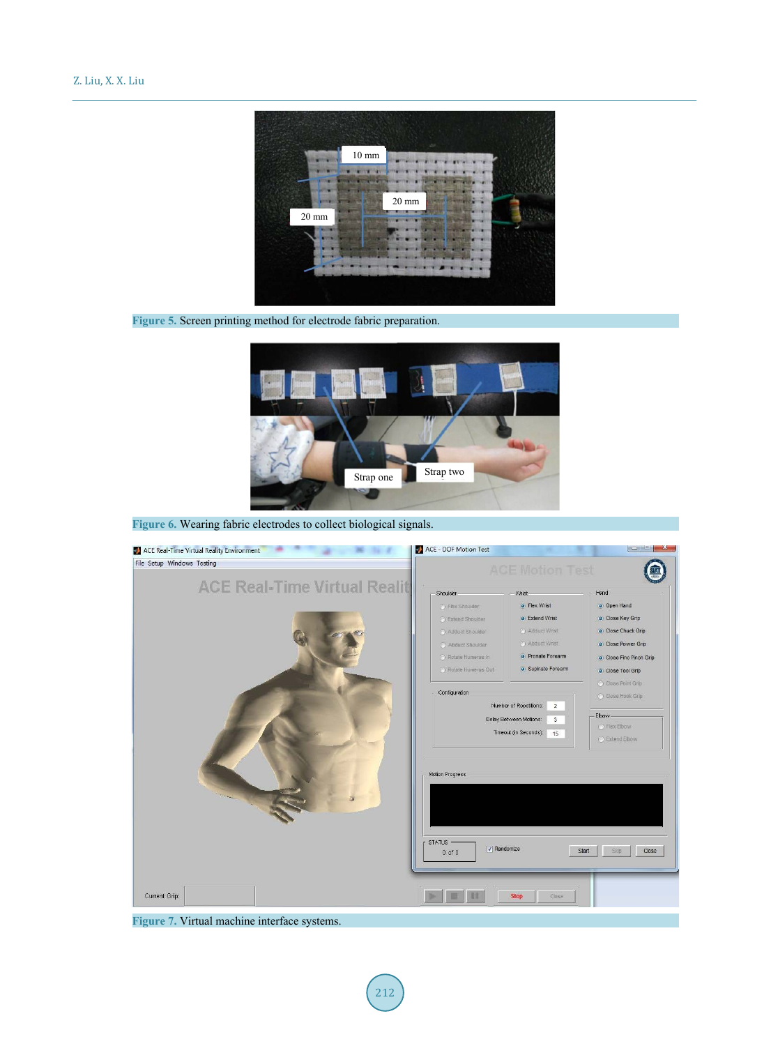Figure 5. Screen printing method for electrode fabric preparation.

Figure 6. Wearing fabric electrodes to collect biological signals.

Figure 7. Virtual machine interface systems.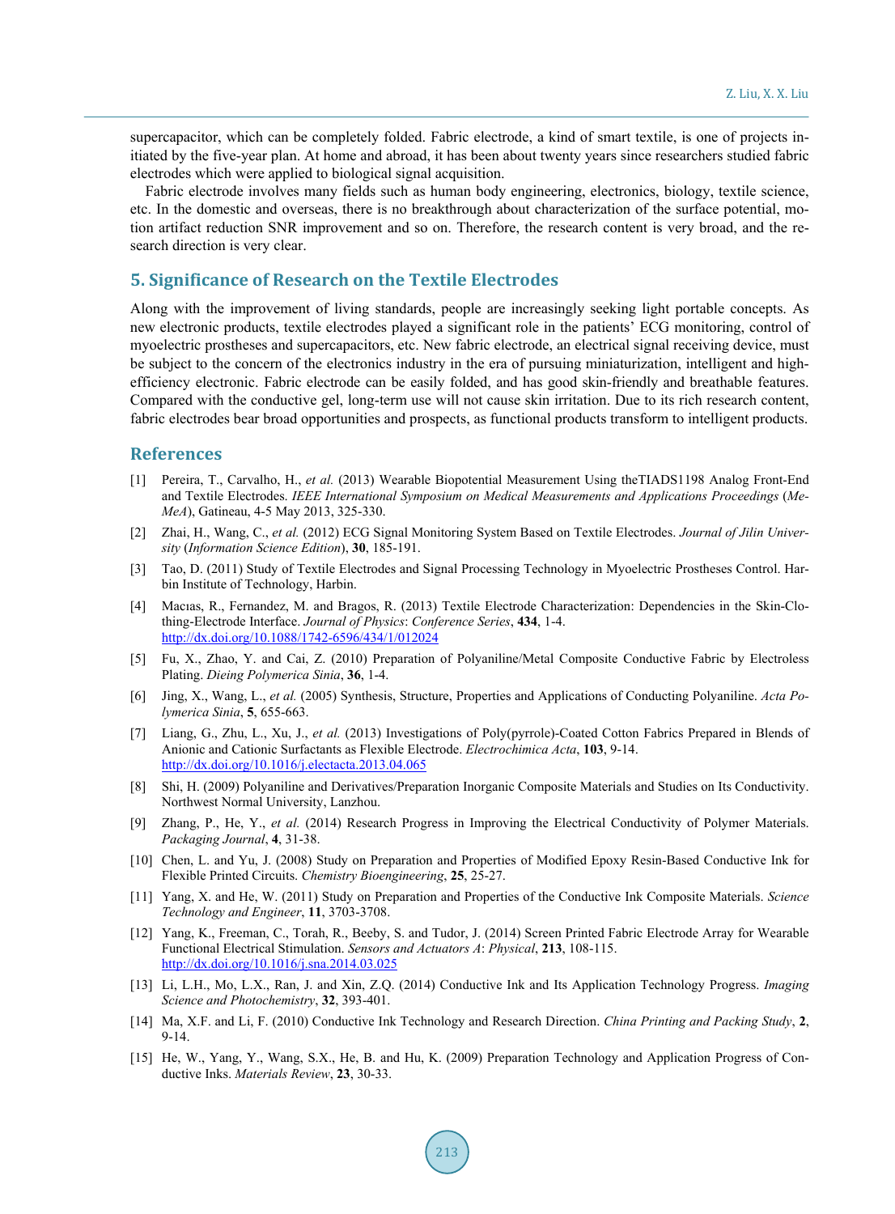supercapacitor, which can be completely folded. Fabric electrode, a kind of smart textile, is one of projects initiated by the five-year plan. At home and abroad, it has been about twenty years since researchers studied fabric electrodes which were applied to biological signal acquisition.

Fabric electrode involves many fields such as human body engineering, electronics, biology, textile science, etc. In the domestic and overseas, there is no breakthrough about characterization of the surface potential, motion artifact reduction SNR improvement and so on. Therefore, the research content is very broad, and the research direction is very clear.

## 5. Significance of Research on the Textile Electrodes

Along with the improvement of living standards, people are increasingly seeking light portable concepts. As new electronic products, textile electrodes played a significant role in the patients' ECG monitoring, control of myoelectric prostheses and supercapacitors, etc. New fabric electrode, an electrical signal receiving device, must be subject to the concern of the electronics industry in the era of pursuing miniaturization, intelligent and high-efficiency electronic. Fabric electrode can be easily folded, and has good skin-friendly and breathable features. Compared with the conductive gel, long-term use will not cause skin irritation. Due to its rich research content, fabric electrodes bear broad opportunities and prospects, as functional products transform to intelligent products.

## References

[1] Pereira, T., Carvalho, H., *et al.* (2013) Wearable Biopotential Measurement Using theTIADS1198 Analog Front-End and Textile Electrodes. *IEEE International Symposium on Medical Measurements and Applications Proceedings* (*MeMeA*), Gatineau, 4-5 May 2013, 325-330.

[2] Zhai, H., Wang, C., *et al.* (2012) ECG Signal Monitoring System Based on Textile Electrodes. *Journal of Jilin University* (*Information Science Edition*), **30**, 185-191.

[3] Tao, D. (2011) Study of Textile Electrodes and Signal Processing Technology in Myoelectric Prostheses Control. Harbin Institute of Technology, Harbin.

[4] Macıas, R., Fernandez, M. and Bragos, R. (2013) Textile Electrode Characterization: Dependencies in the Skin-Clothing-Electrode Interface. *Journal of Physics*: *Conference Series*, **434**, 1-4. http://dx.doi.org/10.1088/1742-6596/434/1/012024

[5] Fu, X., Zhao, Y. and Cai, Z. (2010) Preparation of Polyaniline/Metal Composite Conductive Fabric by Electroless Plating. *Dieing Polymerica Sinia*, **36**, 1-4.

[6] Jing, X., Wang, L., *et al.* (2005) Synthesis, Structure, Properties and Applications of Conducting Polyaniline. *Acta Polymerica Sinia*, **5**, 655-663.

[7] Liang, G., Zhu, L., Xu, J., *et al.* (2013) Investigations of Poly(pyrrole)-Coated Cotton Fabrics Prepared in Blends of Anionic and Cationic Surfactants as Flexible Electrode. *Electrochimica Acta*, **103**, 9-14. http://dx.doi.org/10.1016/j.electacta.2013.04.065

[8] Shi, H. (2009) Polyaniline and Derivatives/Preparation Inorganic Composite Materials and Studies on Its Conductivity. Northwest Normal University, Lanzhou.

[9] Zhang, P., He, Y., *et al.* (2014) Research Progress in Improving the Electrical Conductivity of Polymer Materials. *Packaging Journal*, **4**, 31-38.

[10] Chen, L. and Yu, J. (2008) Study on Preparation and Properties of Modified Epoxy Resin-Based Conductive Ink for Flexible Printed Circuits. *Chemistry Bioengineering*, **25**, 25-27.

[11] Yang, X. and He, W. (2011) Study on Preparation and Properties of the Conductive Ink Composite Materials. *Science Technology and Engineer*, **11**, 3703-3708.

[12] Yang, K., Freeman, C., Torah, R., Beeby, S. and Tudor, J. (2014) Screen Printed Fabric Electrode Array for Wearable Functional Electrical Stimulation. *Sensors and Actuators A*: *Physical*, **213**, 108-115. http://dx.doi.org/10.1016/j.sna.2014.03.025

[13] Li, L.H., Mo, L.X., Ran, J. and Xin, Z.Q. (2014) Conductive Ink and Its Application Technology Progress. *Imaging Science and Photochemistry*, **32**, 393-401.

[14] Ma, X.F. and Li, F. (2010) Conductive Ink Technology and Research Direction. *China Printing and Packing Study*, **2**, 9-14.

[15] He, W., Yang, Y., Wang, S.X., He, B. and Hu, K. (2009) Preparation Technology and Application Progress of Conductive Inks. *Materials Review*, **23**, 30-33.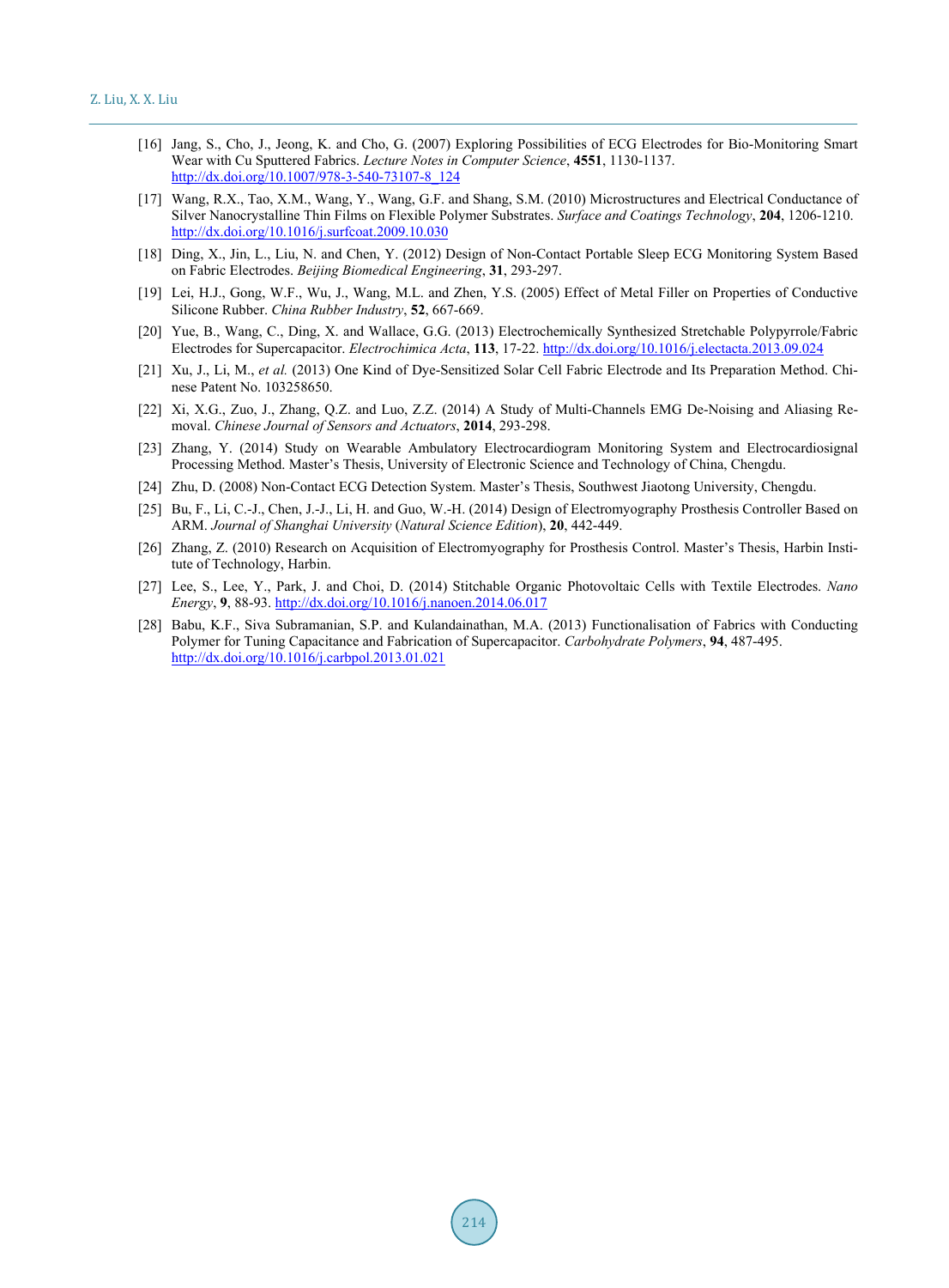[16] Jang, S., Cho, J., Jeong, K. and Cho, G. (2007) Exploring Possibilities of ECG Electrodes for Bio-Monitoring Smart Wear with Cu Sputtered Fabrics. *Lecture Notes in Computer Science*, **4551**, 1130-1137. http://dx.doi.org/10.1007/978-3-540-73107-8_124

[17] Wang, R.X., Tao, X.M., Wang, Y., Wang, G.F. and Shang, S.M. (2010) Microstructures and Electrical Conductance of Silver Nanocrystalline Thin Films on Flexible Polymer Substrates. *Surface and Coatings Technology*, **204**, 1206-1210. http://dx.doi.org/10.1016/j.surfcoat.2009.10.030

[18] Ding, X., Jin, L., Liu, N. and Chen, Y. (2012) Design of Non-Contact Portable Sleep ECG Monitoring System Based on Fabric Electrodes. *Beijing Biomedical Engineering*, **31**, 293-297.

[19] Lei, H.J., Gong, W.F., Wu, J., Wang, M.L. and Zhen, Y.S. (2005) Effect of Metal Filler on Properties of Conductive Silicone Rubber. *China Rubber Industry*, **52**, 667-669.

[20] Yue, B., Wang, C., Ding, X. and Wallace, G.G. (2013) Electrochemically Synthesized Stretchable Polypyrrole/Fabric Electrodes for Supercapacitor. *Electrochimica Acta*, **113**, 17-22. http://dx.doi.org/10.1016/j.electacta.2013.09.024

[21] Xu, J., Li, M., *et al.* (2013) One Kind of Dye-Sensitized Solar Cell Fabric Electrode and Its Preparation Method. Chinese Patent No. 103258650.

[22] Xi, X.G., Zuo, J., Zhang, Q.Z. and Luo, Z.Z. (2014) A Study of Multi-Channels EMG De-Noising and Aliasing Removal. *Chinese Journal of Sensors and Actuators*, **2014**, 293-298.

[23] Zhang, Y. (2014) Study on Wearable Ambulatory Electrocardiogram Monitoring System and Electrocardiosignal Processing Method. Master's Thesis, University of Electronic Science and Technology of China, Chengdu.

[24] Zhu, D. (2008) Non-Contact ECG Detection System. Master's Thesis, Southwest Jiaotong University, Chengdu.

[25] Bu, F., Li, C.-J., Chen, J.-J., Li, H. and Guo, W.-H. (2014) Design of Electromyography Prosthesis Controller Based on ARM. *Journal of Shanghai University* (*Natural Science Edition*), **20**, 442-449.

[26] Zhang, Z. (2010) Research on Acquisition of Electromyography for Prosthesis Control. Master's Thesis, Harbin Institute of Technology, Harbin.

[27] Lee, S., Lee, Y., Park, J. and Choi, D. (2014) Stitchable Organic Photovoltaic Cells with Textile Electrodes. *Nano Energy*, **9**, 88-93. http://dx.doi.org/10.1016/j.nanoen.2014.06.017

[28] Babu, K.F., Siva Subramanian, S.P. and Kulandainathan, M.A. (2013) Functionalisation of Fabrics with Conducting Polymer for Tuning Capacitance and Fabrication of Supercapacitor. *Carbohydrate Polymers*, **94**, 487-495. http://dx.doi.org/10.1016/j.carbpol.2013.01.021